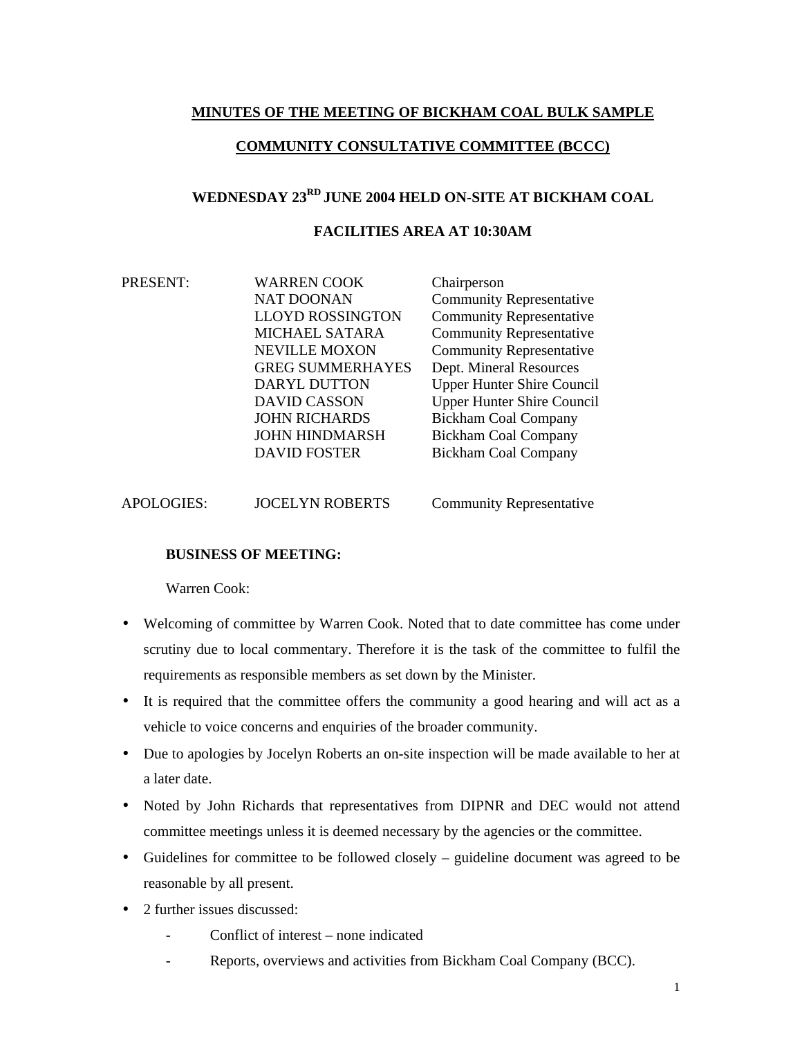# MINUTES OF THE MEETING OF BICKHAM COAL BULK SAMPLE COMMUNITY CONSULTATIVE COMMITTEE (BCCC)

## WEDNESDAY 23RD JUNE 2004 HELD ON-SITE AT BICKHAM COAL FACILITIES AREA AT 10:30AM

| | | |
|---|---|---|
| PRESENT: | WARREN COOK | Chairperson |
| | NAT DOONAN | Community Representative |
| | LLOYD ROSSINGTON | Community Representative |
| | MICHAEL SATARA | Community Representative |
| | NEVILLE MOXON | Community Representative |
| | GREG SUMMERHAYES | Dept. Mineral Resources |
| | DARYL DUTTON | Upper Hunter Shire Council |
| | DAVID CASSON | Upper Hunter Shire Council |
| | JOHN RICHARDS | Bickham Coal Company |
| | JOHN HINDMARSH | Bickham Coal Company |
| | DAVID FOSTER | Bickham Coal Company |
| | | |
| APOLOGIES: | JOCELYN ROBERTS | Community Representative |

**BUSINESS OF MEETING:**

Warren Cook:

- Welcoming of committee by Warren Cook. Noted that to date committee has come under scrutiny due to local commentary. Therefore it is the task of the committee to fulfil the requirements as responsible members as set down by the Minister.
- It is required that the committee offers the community a good hearing and will act as a vehicle to voice concerns and enquiries of the broader community.
- Due to apologies by Jocelyn Roberts an on-site inspection will be made available to her at a later date.
- Noted by John Richards that representatives from DIPNR and DEC would not attend committee meetings unless it is deemed necessary by the agencies or the committee.
- Guidelines for committee to be followed closely – guideline document was agreed to be reasonable by all present.
- 2 further issues discussed:
  - Conflict of interest – none indicated
  - Reports, overviews and activities from Bickham Coal Company (BCC).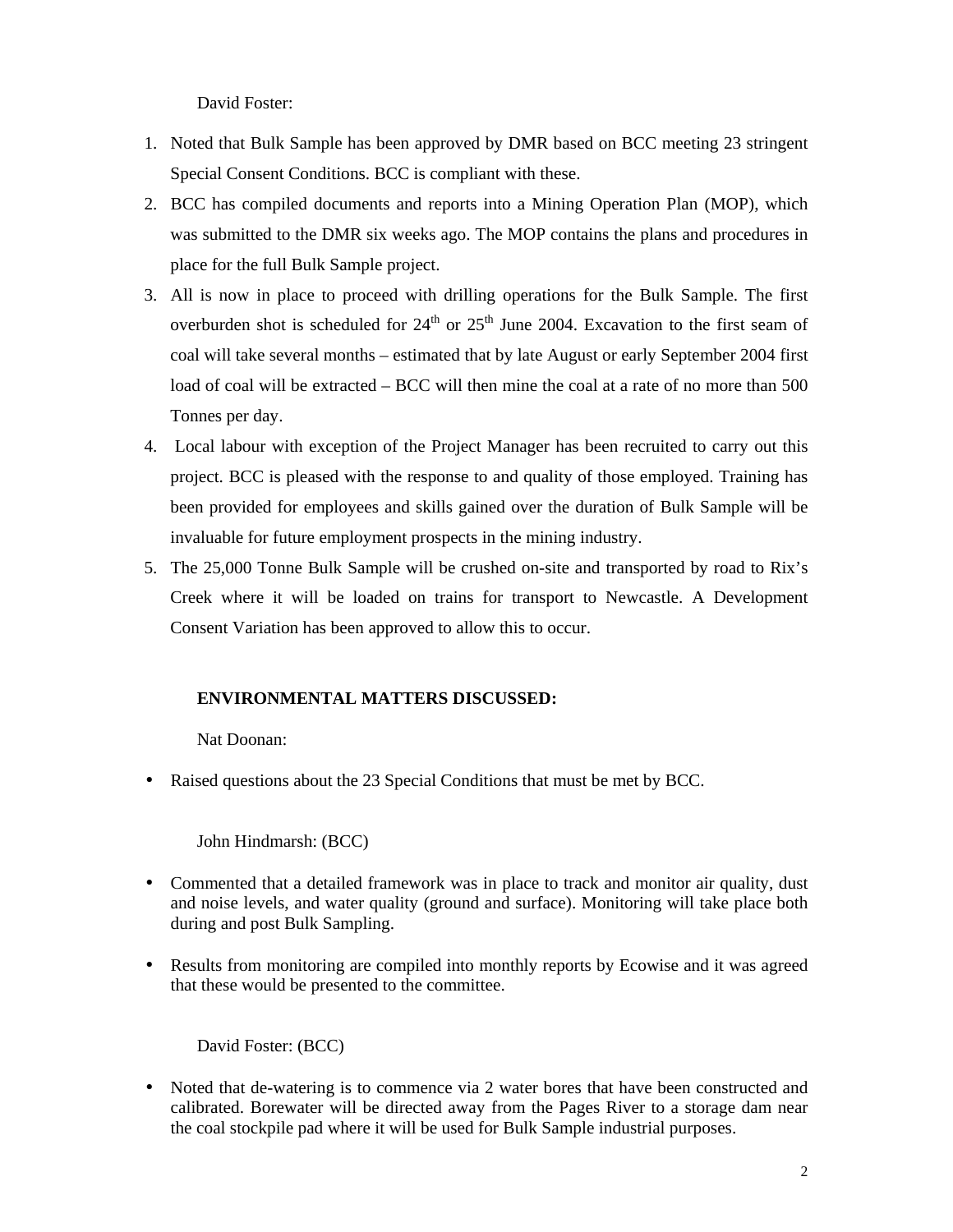David Foster:

1. Noted that Bulk Sample has been approved by DMR based on BCC meeting 23 stringent Special Consent Conditions. BCC is compliant with these.
2. BCC has compiled documents and reports into a Mining Operation Plan (MOP), which was submitted to the DMR six weeks ago. The MOP contains the plans and procedures in place for the full Bulk Sample project.
3. All is now in place to proceed with drilling operations for the Bulk Sample. The first overburden shot is scheduled for 24th or 25th June 2004. Excavation to the first seam of coal will take several months – estimated that by late August or early September 2004 first load of coal will be extracted – BCC will then mine the coal at a rate of no more than 500 Tonnes per day.
4. Local labour with exception of the Project Manager has been recruited to carry out this project. BCC is pleased with the response to and quality of those employed. Training has been provided for employees and skills gained over the duration of Bulk Sample will be invaluable for future employment prospects in the mining industry.
5. The 25,000 Tonne Bulk Sample will be crushed on-site and transported by road to Rix's Creek where it will be loaded on trains for transport to Newcastle. A Development Consent Variation has been approved to allow this to occur.

**ENVIRONMENTAL MATTERS DISCUSSED:**

Nat Doonan:

- Raised questions about the 23 Special Conditions that must be met by BCC.

John Hindmarsh: (BCC)

- Commented that a detailed framework was in place to track and monitor air quality, dust and noise levels, and water quality (ground and surface). Monitoring will take place both during and post Bulk Sampling.
- Results from monitoring are compiled into monthly reports by Ecowise and it was agreed that these would be presented to the committee.

David Foster: (BCC)

- Noted that de-watering is to commence via 2 water bores that have been constructed and calibrated. Borewater will be directed away from the Pages River to a storage dam near the coal stockpile pad where it will be used for Bulk Sample industrial purposes.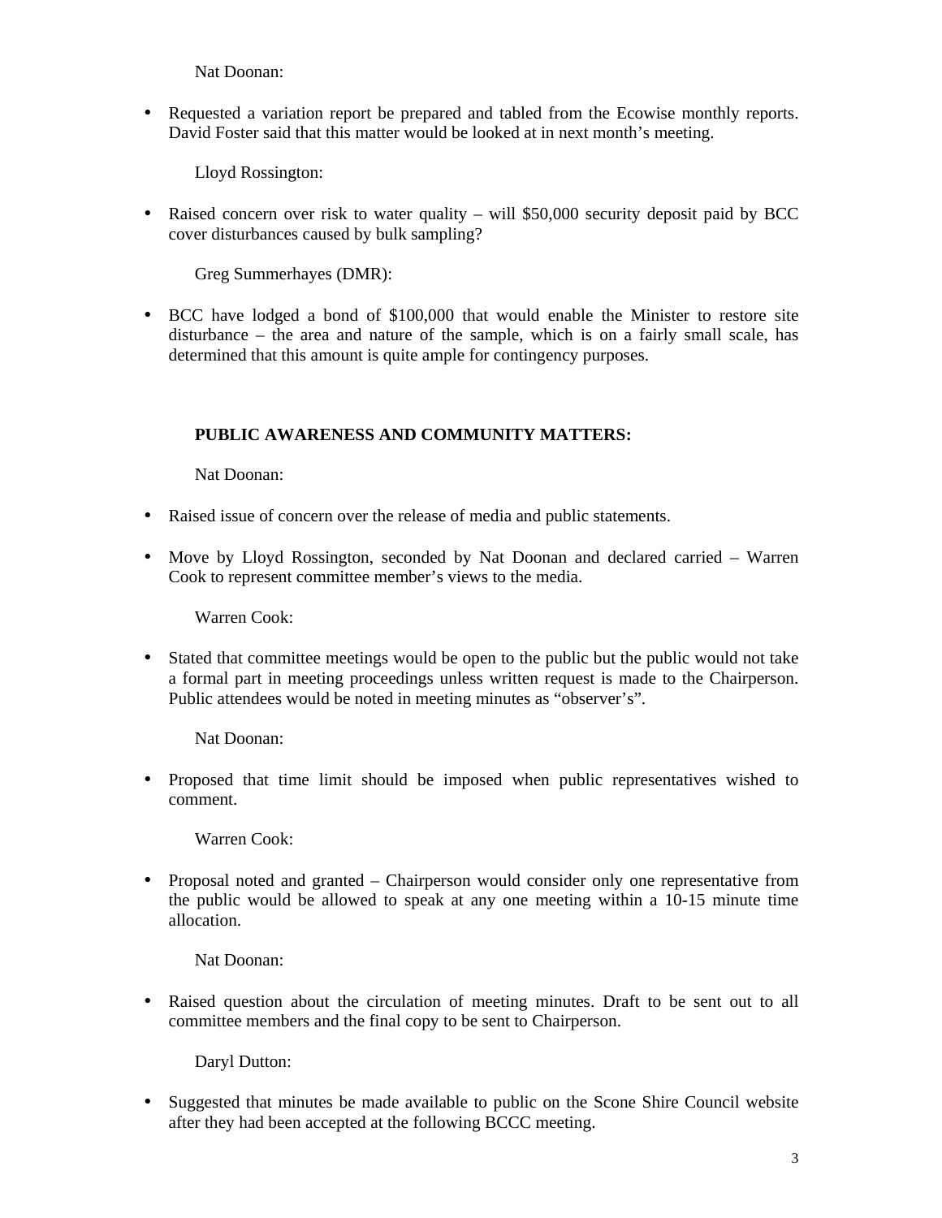Nat Doonan:

- Requested a variation report be prepared and tabled from the Ecowise monthly reports. David Foster said that this matter would be looked at in next month's meeting.

Lloyd Rossington:

- Raised concern over risk to water quality – will $50,000 security deposit paid by BCC cover disturbances caused by bulk sampling?

Greg Summerhayes (DMR):

- BCC have lodged a bond of $100,000 that would enable the Minister to restore site disturbance – the area and nature of the sample, which is on a fairly small scale, has determined that this amount is quite ample for contingency purposes.

**PUBLIC AWARENESS AND COMMUNITY MATTERS:**

Nat Doonan:

- Raised issue of concern over the release of media and public statements.
- Move by Lloyd Rossington, seconded by Nat Doonan and declared carried – Warren Cook to represent committee member's views to the media.

Warren Cook:

- Stated that committee meetings would be open to the public but the public would not take a formal part in meeting proceedings unless written request is made to the Chairperson. Public attendees would be noted in meeting minutes as "observer's".

Nat Doonan:

- Proposed that time limit should be imposed when public representatives wished to comment.

Warren Cook:

- Proposal noted and granted – Chairperson would consider only one representative from the public would be allowed to speak at any one meeting within a 10-15 minute time allocation.

Nat Doonan:

- Raised question about the circulation of meeting minutes. Draft to be sent out to all committee members and the final copy to be sent to Chairperson.

Daryl Dutton:

- Suggested that minutes be made available to public on the Scone Shire Council website after they had been accepted at the following BCCC meeting.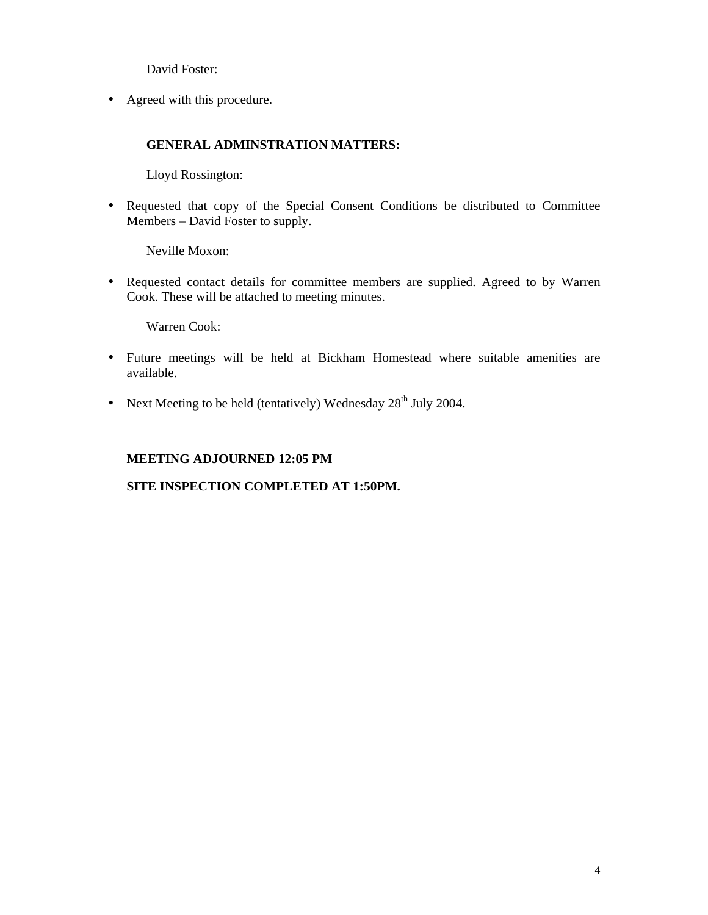David Foster:

- Agreed with this procedure.

**GENERAL ADMINSTRATION MATTERS:**

Lloyd Rossington:

- Requested that copy of the Special Consent Conditions be distributed to Committee Members – David Foster to supply.

Neville Moxon:

- Requested contact details for committee members are supplied. Agreed to by Warren Cook. These will be attached to meeting minutes.

Warren Cook:

- Future meetings will be held at Bickham Homestead where suitable amenities are available.

- Next Meeting to be held (tentatively) Wednesday 28th July 2004.

**MEETING ADJOURNED 12:05 PM**

**SITE INSPECTION COMPLETED AT 1:50PM.**